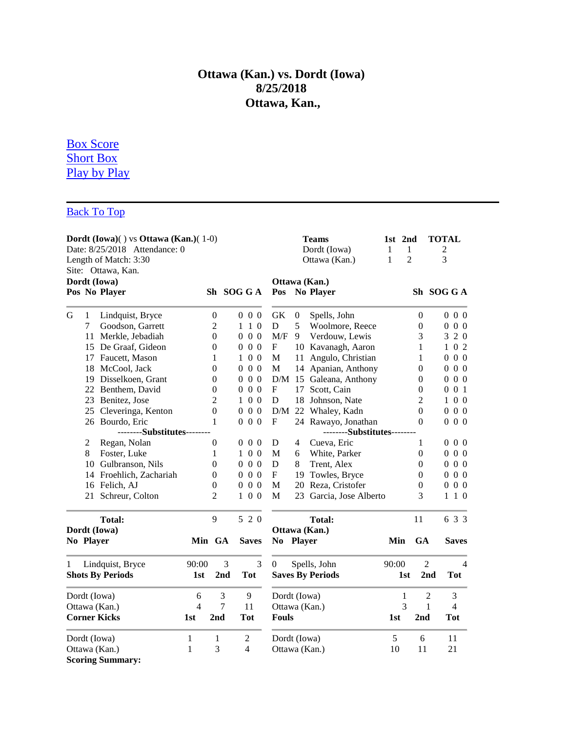# Ottawa (Kan.) vs. Dordt (Iowa)
# 8/25/2018
# Ottawa, Kan.,

[Box Score](#)
[Short Box](#)
[Play by Play](#)

---

[Back To Top](#)

**Dordt (Iowa)**( ) vs **Ottawa (Kan.)**( 1-0)
Date: 8/25/2018 Attendance: 0
Length of Match: 3:30
Site: Ottawa, Kan.

| Teams | 1st | 2nd | TOTAL |
|---|---|---|---|
| Dordt (Iowa) | 1 | 1 | 2 |
| Ottawa (Kan.) | 1 | 2 | 3 |

**Dordt (Iowa)**

| Pos | No | Player | Sh | SOG | G | A |
|---|---|---|---|---|---|---|
| G | 1 | Lindquist, Bryce | 0 | 0 | 0 | 0 |
| | 7 | Goodson, Garrett | 2 | 1 | 1 | 0 |
| | 11 | Merkle, Jebadiah | 0 | 0 | 0 | 0 |
| | 15 | De Graaf, Gideon | 0 | 0 | 0 | 0 |
| | 17 | Faucett, Mason | 1 | 1 | 0 | 0 |
| | 18 | McCool, Jack | 0 | 0 | 0 | 0 |
| | 19 | Disselkoen, Grant | 0 | 0 | 0 | 0 |
| | 22 | Benthem, David | 0 | 0 | 0 | 0 |
| | 23 | Benitez, Jose | 2 | 1 | 0 | 0 |
| | 25 | Cleveringa, Kenton | 0 | 0 | 0 | 0 |
| | 26 | Bourdo, Eric | 1 | 0 | 0 | 0 |
| | | --------Substitutes-------- | | | | |
| | 2 | Regan, Nolan | 0 | 0 | 0 | 0 |
| | 8 | Foster, Luke | 1 | 1 | 0 | 0 |
| | 10 | Gulbranson, Nils | 0 | 0 | 0 | 0 |
| | 14 | Froehlich, Zachariah | 0 | 0 | 0 | 0 |
| | 16 | Felich, AJ | 0 | 0 | 0 | 0 |
| | 21 | Schreur, Colton | 2 | 1 | 0 | 0 |
| | | **Total:** | 9 | 5 | 2 | 0 |

**Ottawa (Kan.)**

| Pos | No | Player | Sh | SOG | G | A |
|---|---|---|---|---|---|---|
| GK | 0 | Spells, John | 0 | 0 | 0 | 0 |
| D | 5 | Woolmore, Reece | 0 | 0 | 0 | 0 |
| M/F | 9 | Verdouw, Lewis | 3 | 3 | 2 | 0 |
| F | 10 | Kavanagh, Aaron | 1 | 1 | 0 | 2 |
| M | 11 | Angulo, Christian | 1 | 0 | 0 | 0 |
| M | 14 | Apanian, Anthony | 0 | 0 | 0 | 0 |
| D/M | 15 | Galeana, Anthony | 0 | 0 | 0 | 0 |
| F | 17 | Scott, Cain | 0 | 0 | 0 | 1 |
| D | 18 | Johnson, Nate | 2 | 1 | 0 | 0 |
| D/M | 22 | Whaley, Kadn | 0 | 0 | 0 | 0 |
| F | 24 | Rawayo, Jonathan | 0 | 0 | 0 | 0 |
| | | --------Substitutes-------- | | | | |
| D | 4 | Cueva, Eric | 1 | 0 | 0 | 0 |
| M | 6 | White, Parker | 0 | 0 | 0 | 0 |
| D | 8 | Trent, Alex | 0 | 0 | 0 | 0 |
| F | 19 | Towles, Bryce | 0 | 0 | 0 | 0 |
| M | 20 | Reza, Cristofer | 0 | 0 | 0 | 0 |
| M | 23 | Garcia, Jose Alberto | 3 | 1 | 1 | 0 |
| | | **Total:** | 11 | 6 | 3 | 3 |

**Dordt (Iowa)**

| No | Player | Min | GA | Saves |
|---|---|---|---|---|
| 1 | Lindquist, Bryce | 90:00 | 3 | 3 |

**Ottawa (Kan.)**

| No | Player | Min | GA | Saves |
|---|---|---|---|---|
| 0 | Spells, John | 90:00 | 2 | 4 |

| Shots By Periods | 1st | 2nd | Tot |
|---|---|---|---|
| Dordt (Iowa) | 6 | 3 | 9 |
| Ottawa (Kan.) | 4 | 7 | 11 |

| Saves By Periods | 1st | 2nd | Tot |
|---|---|---|---|
| Dordt (Iowa) | 1 | 2 | 3 |
| Ottawa (Kan.) | 3 | 1 | 4 |

| Corner Kicks | 1st | 2nd | Tot |
|---|---|---|---|
| Dordt (Iowa) | 1 | 1 | 2 |
| Ottawa (Kan.) | 1 | 3 | 4 |

| Fouls | 1st | 2nd | Tot |
|---|---|---|---|
| Dordt (Iowa) | 5 | 6 | 11 |
| Ottawa (Kan.) | 10 | 11 | 21 |

**Scoring Summary:**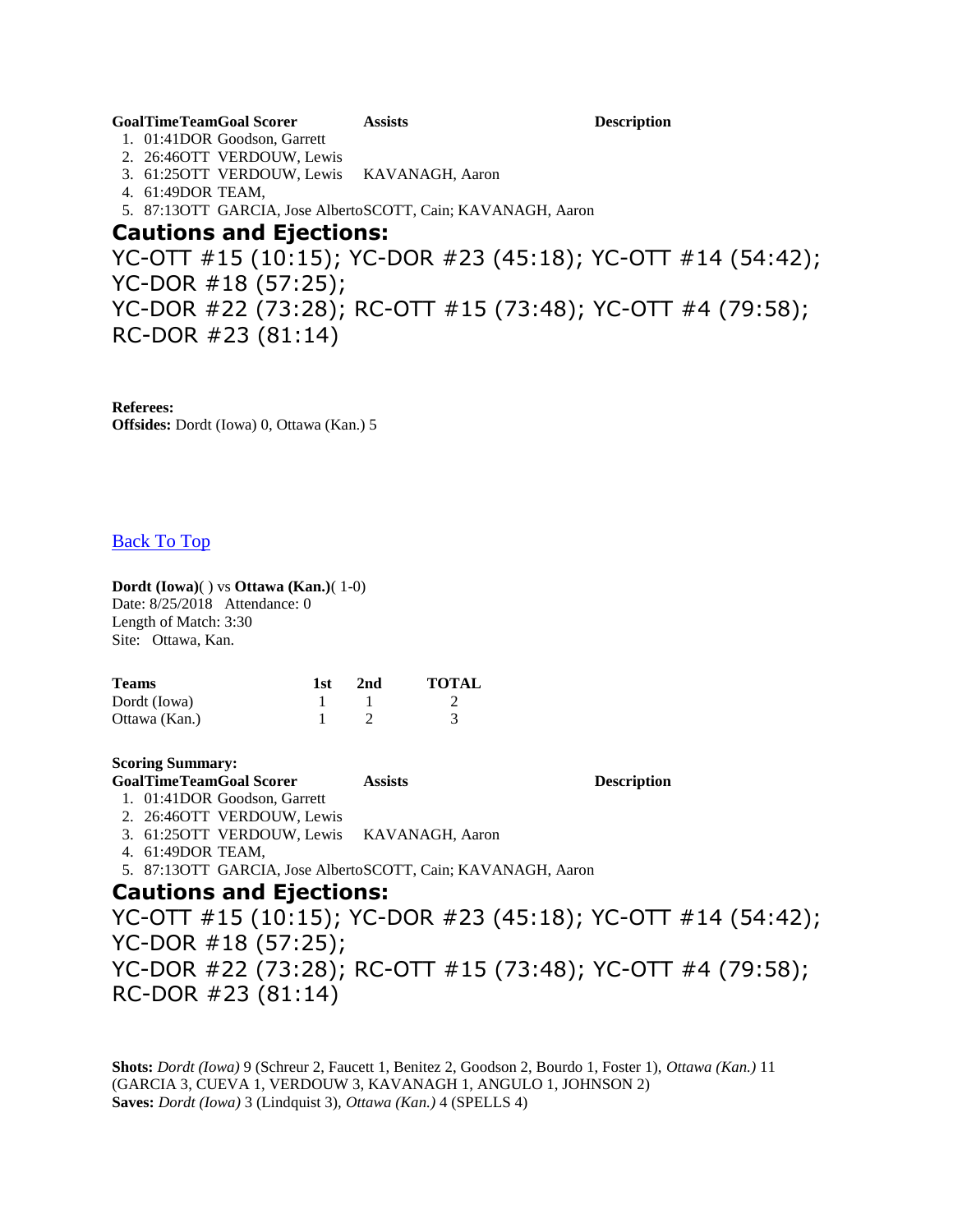| Goal | Time | Team | Goal Scorer | Assists | Description |
|---|---|---|---|---|---|
| 1. | 01:41 | DOR | Goodson, Garrett | | |
| 2. | 26:46 | OTT | VERDOUW, Lewis | | |
| 3. | 61:25 | OTT | VERDOUW, Lewis | KAVANAGH, Aaron | |
| 4. | 61:49 | DOR | TEAM, | | |
| 5. | 87:13 | OTT | GARCIA, Jose Alberto | SCOTT, Cain; KAVANAGH, Aaron | |

## Cautions and Ejections:

YC-OTT #15 (10:15); YC-DOR #23 (45:18); YC-OTT #14 (54:42); YC-DOR #18 (57:25);
YC-DOR #22 (73:28); RC-OTT #15 (73:48); YC-OTT #4 (79:58); RC-DOR #23 (81:14)

**Referees:**
**Offsides:** Dordt (Iowa) 0, Ottawa (Kan.) 5

Back To Top

**Dordt (Iowa)**( ) vs **Ottawa (Kan.)**( 1-0)
Date: 8/25/2018 Attendance: 0
Length of Match: 3:30
Site: Ottawa, Kan.

| Teams | 1st | 2nd | TOTAL |
|---|---|---|---|
| Dordt (Iowa) | 1 | 1 | 2 |
| Ottawa (Kan.) | 1 | 2 | 3 |

**Scoring Summary:**

| Goal | Time | Team | Goal Scorer | Assists | Description |
|---|---|---|---|---|---|
| 1. | 01:41 | DOR | Goodson, Garrett | | |
| 2. | 26:46 | OTT | VERDOUW, Lewis | | |
| 3. | 61:25 | OTT | VERDOUW, Lewis | KAVANAGH, Aaron | |
| 4. | 61:49 | DOR | TEAM, | | |
| 5. | 87:13 | OTT | GARCIA, Jose Alberto | SCOTT, Cain; KAVANAGH, Aaron | |

## Cautions and Ejections:

YC-OTT #15 (10:15); YC-DOR #23 (45:18); YC-OTT #14 (54:42); YC-DOR #18 (57:25);
YC-DOR #22 (73:28); RC-OTT #15 (73:48); YC-OTT #4 (79:58); RC-DOR #23 (81:14)

**Shots:** *Dordt (Iowa)* 9 (Schreur 2, Faucett 1, Benitez 2, Goodson 2, Bourdo 1, Foster 1), *Ottawa (Kan.)* 11 (GARCIA 3, CUEVA 1, VERDOUW 3, KAVANAGH 1, ANGULO 1, JOHNSON 2)
**Saves:** *Dordt (Iowa)* 3 (Lindquist 3), *Ottawa (Kan.)* 4 (SPELLS 4)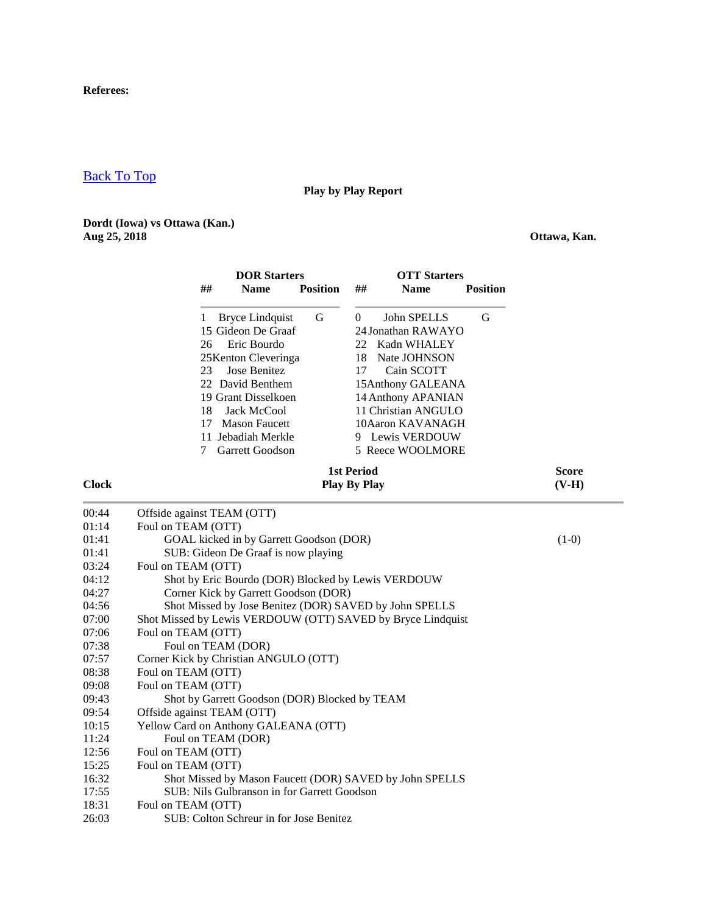**Referees:**

[Back To Top]

**Play by Play Report**

**Dordt (Iowa) vs Ottawa (Kan.)**
**Aug 25, 2018** **Ottawa, Kan.**

| **DOR Starters** | | | **OTT Starters** | | |
|---|---|---|---|---|---|
| **##** | **Name** | **Position** | **##** | **Name** | **Position** |
| 1 | Bryce Lindquist | G | 0 | John SPELLS | G |
| 15 | Gideon De Graaf | | 24 | Jonathan RAWAYO | |
| 26 | Eric Bourdo | | 22 | Kadn WHALEY | |
| 25 | Kenton Cleveringa | | 18 | Nate JOHNSON | |
| 23 | Jose Benitez | | 17 | Cain SCOTT | |
| 22 | David Benthem | | 15 | Anthony GALEANA | |
| 19 | Grant Disselkoen | | 14 | Anthony APANIAN | |
| 18 | Jack McCool | | 11 | Christian ANGULO | |
| 17 | Mason Faucett | | 10 | Aaron KAVANAGH | |
| 11 | Jebadiah Merkle | | 9 | Lewis VERDOUW | |
| 7 | Garrett Goodson | | 5 | Reece WOOLMORE | |

| **Clock** | **1st Period Play By Play** | **Score (V-H)** |
|---|---|---|
| 00:44 | Offside against TEAM (OTT) | |
| 01:14 | Foul on TEAM (OTT) | |
| 01:41 | GOAL kicked in by Garrett Goodson (DOR) | (1-0) |
| 01:41 | SUB: Gideon De Graaf is now playing | |
| 03:24 | Foul on TEAM (OTT) | |
| 04:12 | Shot by Eric Bourdo (DOR) Blocked by Lewis VERDOUW | |
| 04:27 | Corner Kick by Garrett Goodson (DOR) | |
| 04:56 | Shot Missed by Jose Benitez (DOR) SAVED by John SPELLS | |
| 07:00 | Shot Missed by Lewis VERDOUW (OTT) SAVED by Bryce Lindquist | |
| 07:06 | Foul on TEAM (OTT) | |
| 07:38 | Foul on TEAM (DOR) | |
| 07:57 | Corner Kick by Christian ANGULO (OTT) | |
| 08:38 | Foul on TEAM (OTT) | |
| 09:08 | Foul on TEAM (OTT) | |
| 09:43 | Shot by Garrett Goodson (DOR) Blocked by TEAM | |
| 09:54 | Offside against TEAM (OTT) | |
| 10:15 | Yellow Card on Anthony GALEANA (OTT) | |
| 11:24 | Foul on TEAM (DOR) | |
| 12:56 | Foul on TEAM (OTT) | |
| 15:25 | Foul on TEAM (OTT) | |
| 16:32 | Shot Missed by Mason Faucett (DOR) SAVED by John SPELLS | |
| 17:55 | SUB: Nils Gulbranson in for Garrett Goodson | |
| 18:31 | Foul on TEAM (OTT) | |
| 26:03 | SUB: Colton Schreur in for Jose Benitez | |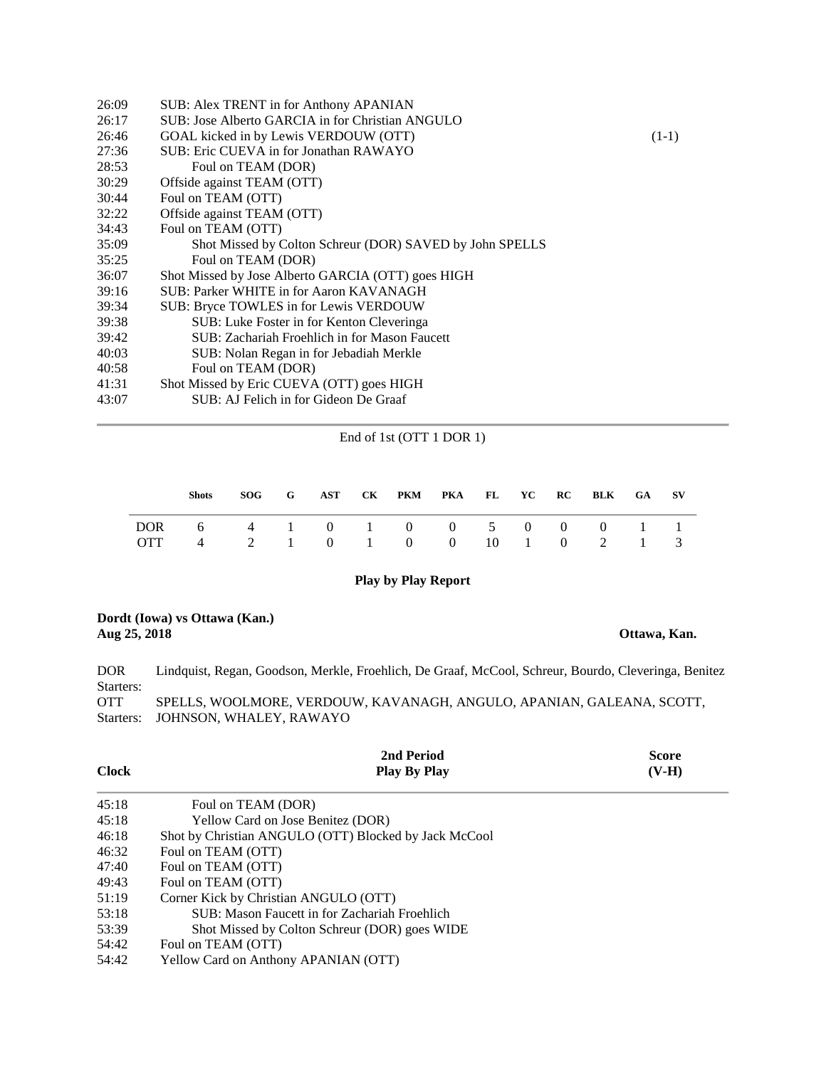| | | |
|---|---|---|
| 26:09 | SUB: Alex TRENT in for Anthony APANIAN | |
| 26:17 | SUB: Jose Alberto GARCIA in for Christian ANGULO | |
| 26:46 | GOAL kicked in by Lewis VERDOUW (OTT) | (1-1) |
| 27:36 | SUB: Eric CUEVA in for Jonathan RAWAYO | |
| 28:53 | Foul on TEAM (DOR) | |
| 30:29 | Offside against TEAM (OTT) | |
| 30:44 | Foul on TEAM (OTT) | |
| 32:22 | Offside against TEAM (OTT) | |
| 34:43 | Foul on TEAM (OTT) | |
| 35:09 | Shot Missed by Colton Schreur (DOR) SAVED by John SPELLS | |
| 35:25 | Foul on TEAM (DOR) | |
| 36:07 | Shot Missed by Jose Alberto GARCIA (OTT) goes HIGH | |
| 39:16 | SUB: Parker WHITE in for Aaron KAVANAGH | |
| 39:34 | SUB: Bryce TOWLES in for Lewis VERDOUW | |
| 39:38 | SUB: Luke Foster in for Kenton Cleveringa | |
| 39:42 | SUB: Zachariah Froehlich in for Mason Faucett | |
| 40:03 | SUB: Nolan Regan in for Jebadiah Merkle | |
| 40:58 | Foul on TEAM (DOR) | |
| 41:31 | Shot Missed by Eric CUEVA (OTT) goes HIGH | |
| 43:07 | SUB: AJ Felich in for Gideon De Graaf | |

End of 1st (OTT 1 DOR 1)

| | Shots | SOG | G | AST | CK | PKM | PKA | FL | YC | RC | BLK | GA | SV |
|---|---|---|---|---|---|---|---|---|---|---|---|---|---|
| DOR | 6 | 4 | 1 | 0 | 1 | 0 | 0 | 5 | 0 | 0 | 0 | 1 | 1 |
| OTT | 4 | 2 | 1 | 0 | 1 | 0 | 0 | 10 | 1 | 0 | 2 | 1 | 3 |

## Play by Play Report

**Dordt (Iowa) vs Ottawa (Kan.)**
**Aug 25, 2018** **Ottawa, Kan.**

DOR Starters: Lindquist, Regan, Goodson, Merkle, Froehlich, De Graaf, McCool, Schreur, Bourdo, Cleveringa, Benitez

OTT Starters: SPELLS, WOOLMORE, VERDOUW, KAVANAGH, ANGULO, APANIAN, GALEANA, SCOTT, JOHNSON, WHALEY, RAWAYO

| Clock | 2nd Period Play By Play | Score (V-H) |
|---|---|---|
| 45:18 | Foul on TEAM (DOR) | |
| 45:18 | Yellow Card on Jose Benitez (DOR) | |
| 46:18 | Shot by Christian ANGULO (OTT) Blocked by Jack McCool | |
| 46:32 | Foul on TEAM (OTT) | |
| 47:40 | Foul on TEAM (OTT) | |
| 49:43 | Foul on TEAM (OTT) | |
| 51:19 | Corner Kick by Christian ANGULO (OTT) | |
| 53:18 | SUB: Mason Faucett in for Zachariah Froehlich | |
| 53:39 | Shot Missed by Colton Schreur (DOR) goes WIDE | |
| 54:42 | Foul on TEAM (OTT) | |
| 54:42 | Yellow Card on Anthony APANIAN (OTT) | |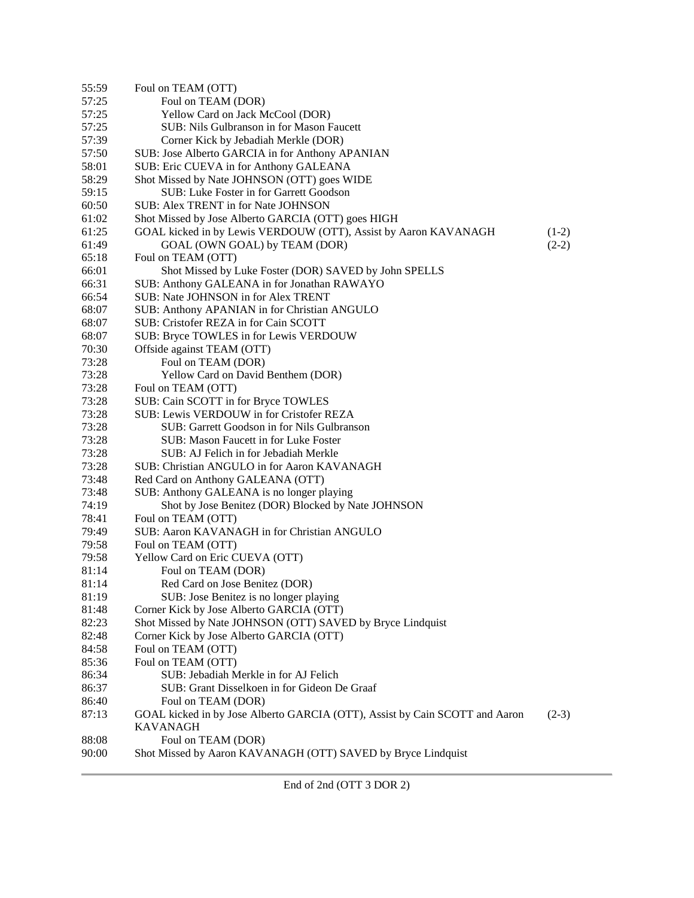| | | |
|---|---|---|
| 55:59 | Foul on TEAM (OTT) | |
| 57:25 | Foul on TEAM (DOR) | |
| 57:25 | Yellow Card on Jack McCool (DOR) | |
| 57:25 | SUB: Nils Gulbranson in for Mason Faucett | |
| 57:39 | Corner Kick by Jebadiah Merkle (DOR) | |
| 57:50 | SUB: Jose Alberto GARCIA in for Anthony APANIAN | |
| 58:01 | SUB: Eric CUEVA in for Anthony GALEANA | |
| 58:29 | Shot Missed by Nate JOHNSON (OTT) goes WIDE | |
| 59:15 | SUB: Luke Foster in for Garrett Goodson | |
| 60:50 | SUB: Alex TRENT in for Nate JOHNSON | |
| 61:02 | Shot Missed by Jose Alberto GARCIA (OTT) goes HIGH | |
| 61:25 | GOAL kicked in by Lewis VERDOUW (OTT), Assist by Aaron KAVANAGH | (1-2) |
| 61:49 | GOAL (OWN GOAL) by TEAM (DOR) | (2-2) |
| 65:18 | Foul on TEAM (OTT) | |
| 66:01 | Shot Missed by Luke Foster (DOR) SAVED by John SPELLS | |
| 66:31 | SUB: Anthony GALEANA in for Jonathan RAWAYO | |
| 66:54 | SUB: Nate JOHNSON in for Alex TRENT | |
| 68:07 | SUB: Anthony APANIAN in for Christian ANGULO | |
| 68:07 | SUB: Cristofer REZA in for Cain SCOTT | |
| 68:07 | SUB: Bryce TOWLES in for Lewis VERDOUW | |
| 70:30 | Offside against TEAM (OTT) | |
| 73:28 | Foul on TEAM (DOR) | |
| 73:28 | Yellow Card on David Benthem (DOR) | |
| 73:28 | Foul on TEAM (OTT) | |
| 73:28 | SUB: Cain SCOTT in for Bryce TOWLES | |
| 73:28 | SUB: Lewis VERDOUW in for Cristofer REZA | |
| 73:28 | SUB: Garrett Goodson in for Nils Gulbranson | |
| 73:28 | SUB: Mason Faucett in for Luke Foster | |
| 73:28 | SUB: AJ Felich in for Jebadiah Merkle | |
| 73:28 | SUB: Christian ANGULO in for Aaron KAVANAGH | |
| 73:48 | Red Card on Anthony GALEANA (OTT) | |
| 73:48 | SUB: Anthony GALEANA is no longer playing | |
| 74:19 | Shot by Jose Benitez (DOR) Blocked by Nate JOHNSON | |
| 78:41 | Foul on TEAM (OTT) | |
| 79:49 | SUB: Aaron KAVANAGH in for Christian ANGULO | |
| 79:58 | Foul on TEAM (OTT) | |
| 79:58 | Yellow Card on Eric CUEVA (OTT) | |
| 81:14 | Foul on TEAM (DOR) | |
| 81:14 | Red Card on Jose Benitez (DOR) | |
| 81:19 | SUB: Jose Benitez is no longer playing | |
| 81:48 | Corner Kick by Jose Alberto GARCIA (OTT) | |
| 82:23 | Shot Missed by Nate JOHNSON (OTT) SAVED by Bryce Lindquist | |
| 82:48 | Corner Kick by Jose Alberto GARCIA (OTT) | |
| 84:58 | Foul on TEAM (OTT) | |
| 85:36 | Foul on TEAM (OTT) | |
| 86:34 | SUB: Jebadiah Merkle in for AJ Felich | |
| 86:37 | SUB: Grant Disselkoen in for Gideon De Graaf | |
| 86:40 | Foul on TEAM (DOR) | |
| 87:13 | GOAL kicked in by Jose Alberto GARCIA (OTT), Assist by Cain SCOTT and Aaron KAVANAGH | (2-3) |
| 88:08 | Foul on TEAM (DOR) | |
| 90:00 | Shot Missed by Aaron KAVANAGH (OTT) SAVED by Bryce Lindquist | |

End of 2nd (OTT 3 DOR 2)